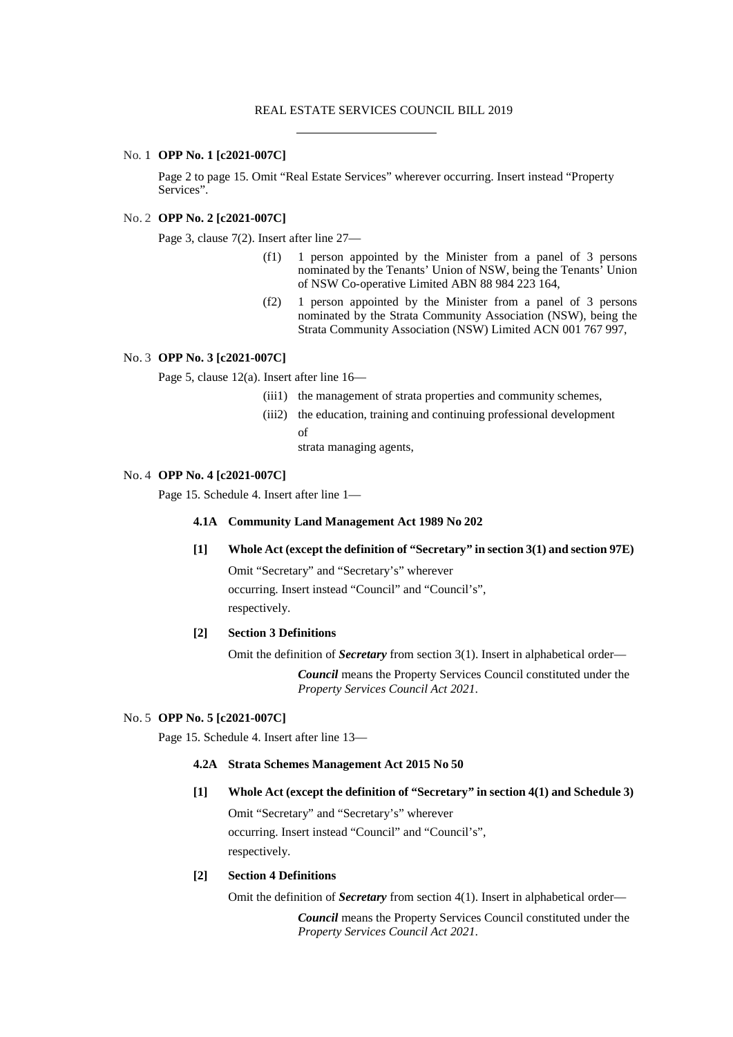# REAL ESTATE SERVICES COUNCIL BILL 2019

No. 1 **OPP No. 1 [c2021-007C]**

Page 2 to page 15. Omit "Real Estate Services" wherever occurring. Insert instead "Property Services".

No. 2 **OPP No. 2 [c2021-007C]**

Page 3, clause 7(2). Insert after line 27—

> (f1) 1 person appointed by the Minister from a panel of 3 persons nominated by the Tenants' Union of NSW, being the Tenants' Union of NSW Co-operative Limited ABN 88 984 223 164,
>
> (f2) 1 person appointed by the Minister from a panel of 3 persons nominated by the Strata Community Association (NSW), being the Strata Community Association (NSW) Limited ACN 001 767 997,

No. 3 **OPP No. 3 [c2021-007C]**

Page 5, clause 12(a). Insert after line 16—

> (iii1) the management of strata properties and community schemes,
>
> (iii2) the education, training and continuing professional development of
> strata managing agents,

No. 4 **OPP No. 4 [c2021-007C]**

Page 15. Schedule 4. Insert after line 1—

**4.1A Community Land Management Act 1989 No 202**

**[1] Whole Act (except the definition of "Secretary" in section 3(1) and section 97E)**

Omit "Secretary" and "Secretary's" wherever occurring. Insert instead "Council" and "Council's", respectively.

**[2] Section 3 Definitions**

Omit the definition of ***Secretary*** from section 3(1). Insert in alphabetical order—

> ***Council*** means the Property Services Council constituted under the *Property Services Council Act 2021*.

No. 5 **OPP No. 5 [c2021-007C]**

Page 15. Schedule 4. Insert after line 13—

**4.2A Strata Schemes Management Act 2015 No 50**

**[1] Whole Act (except the definition of "Secretary" in section 4(1) and Schedule 3)**

Omit "Secretary" and "Secretary's" wherever occurring. Insert instead "Council" and "Council's", respectively.

**[2] Section 4 Definitions**

Omit the definition of ***Secretary*** from section 4(1). Insert in alphabetical order—

> ***Council*** means the Property Services Council constituted under the *Property Services Council Act 2021*.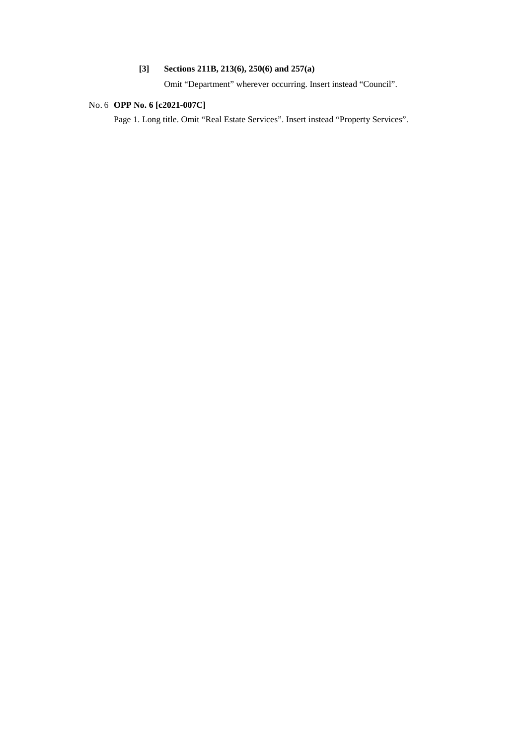**[3] Sections 211B, 213(6), 250(6) and 257(a)**

Omit "Department" wherever occurring. Insert instead "Council".

No. 6 **OPP No. 6 [c2021-007C]**

Page 1. Long title. Omit "Real Estate Services". Insert instead "Property Services".